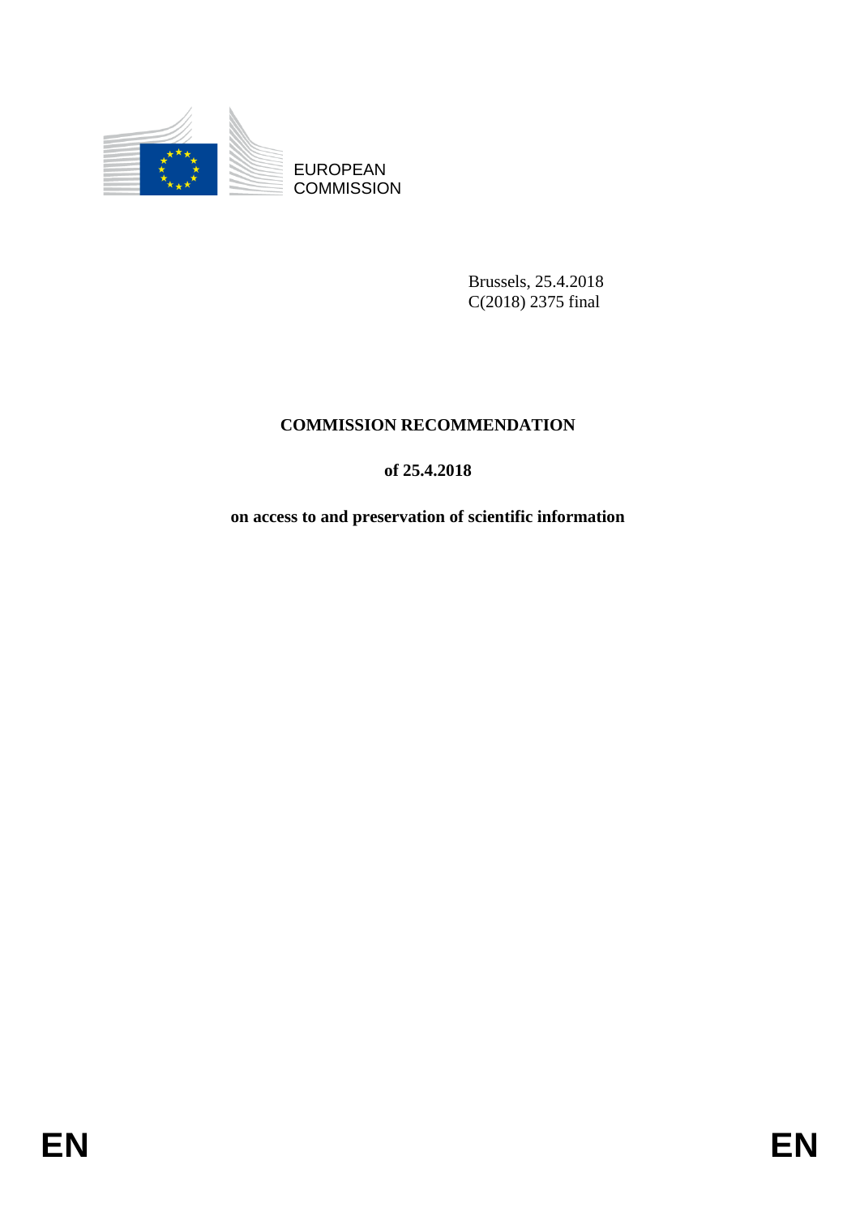EUROPEAN
COMMISSION

Brussels, 25.4.2018
C(2018) 2375 final

# COMMISSION RECOMMENDATION

## of 25.4.2018

## on access to and preservation of scientific information

EN EN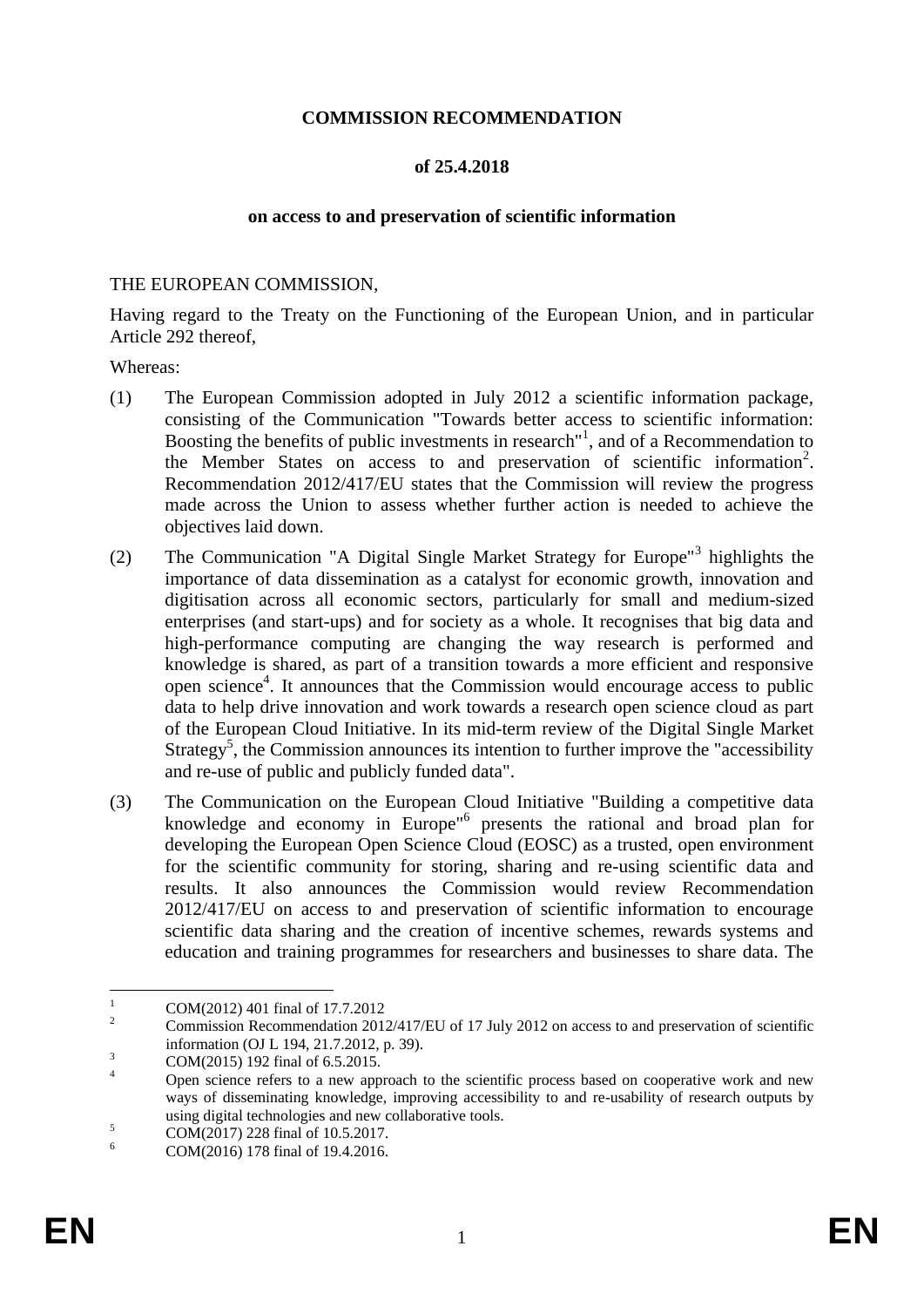**COMMISSION RECOMMENDATION**

**of 25.4.2018**

**on access to and preservation of scientific information**

THE EUROPEAN COMMISSION,

Having regard to the Treaty on the Functioning of the European Union, and in particular Article 292 thereof,

Whereas:

(1) The European Commission adopted in July 2012 a scientific information package, consisting of the Communication "Towards better access to scientific information: Boosting the benefits of public investments in research"[1], and of a Recommendation to the Member States on access to and preservation of scientific information[2]. Recommendation 2012/417/EU states that the Commission will review the progress made across the Union to assess whether further action is needed to achieve the objectives laid down.

(2) The Communication "A Digital Single Market Strategy for Europe"[3] highlights the importance of data dissemination as a catalyst for economic growth, innovation and digitisation across all economic sectors, particularly for small and medium-sized enterprises (and start-ups) and for society as a whole. It recognises that big data and high-performance computing are changing the way research is performed and knowledge is shared, as part of a transition towards a more efficient and responsive open science[4]. It announces that the Commission would encourage access to public data to help drive innovation and work towards a research open science cloud as part of the European Cloud Initiative. In its mid-term review of the Digital Single Market Strategy[5], the Commission announces its intention to further improve the "accessibility and re-use of public and publicly funded data".

(3) The Communication on the European Cloud Initiative "Building a competitive data knowledge and economy in Europe"[6] presents the rational and broad plan for developing the European Open Science Cloud (EOSC) as a trusted, open environment for the scientific community for storing, sharing and re-using scientific data and results. It also announces the Commission would review Recommendation 2012/417/EU on access to and preservation of scientific information to encourage scientific data sharing and the creation of incentive schemes, rewards systems and education and training programmes for researchers and businesses to share data. The

---

[1] COM(2012) 401 final of 17.7.2012

[2] Commission Recommendation 2012/417/EU of 17 July 2012 on access to and preservation of scientific information (OJ L 194, 21.7.2012, p. 39).

[3] COM(2015) 192 final of 6.5.2015.

[4] Open science refers to a new approach to the scientific process based on cooperative work and new ways of disseminating knowledge, improving accessibility to and re-usability of research outputs by using digital technologies and new collaborative tools.

[5] COM(2017) 228 final of 10.5.2017.

[6] COM(2016) 178 final of 19.4.2016.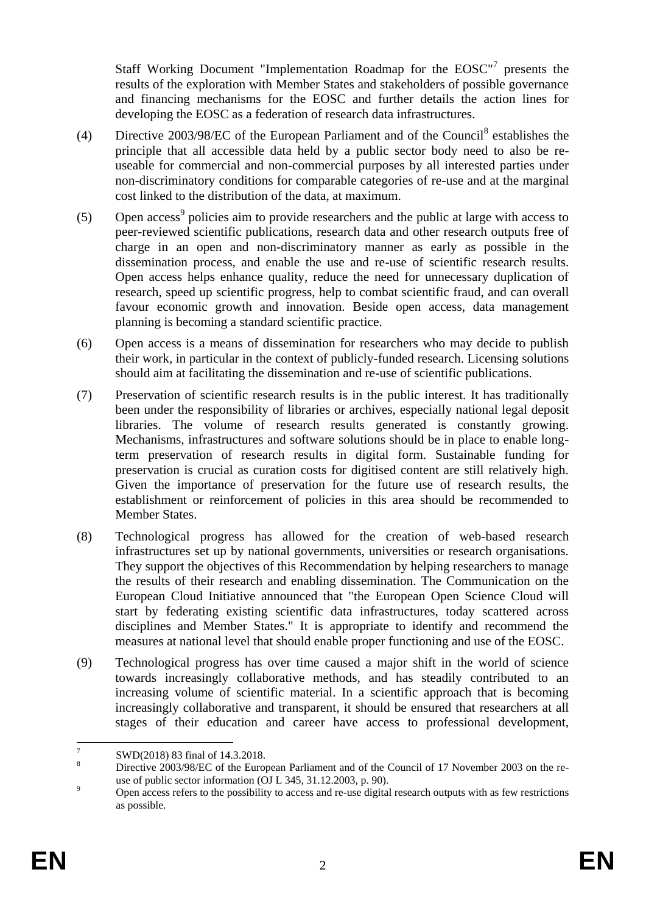Staff Working Document "Implementation Roadmap for the EOSC"[7] presents the results of the exploration with Member States and stakeholders of possible governance and financing mechanisms for the EOSC and further details the action lines for developing the EOSC as a federation of research data infrastructures.

(4) Directive 2003/98/EC of the European Parliament and of the Council[8] establishes the principle that all accessible data held by a public sector body need to also be re-useable for commercial and non-commercial purposes by all interested parties under non-discriminatory conditions for comparable categories of re-use and at the marginal cost linked to the distribution of the data, at maximum.

(5) Open access[9] policies aim to provide researchers and the public at large with access to peer-reviewed scientific publications, research data and other research outputs free of charge in an open and non-discriminatory manner as early as possible in the dissemination process, and enable the use and re-use of scientific research results. Open access helps enhance quality, reduce the need for unnecessary duplication of research, speed up scientific progress, help to combat scientific fraud, and can overall favour economic growth and innovation. Beside open access, data management planning is becoming a standard scientific practice.

(6) Open access is a means of dissemination for researchers who may decide to publish their work, in particular in the context of publicly-funded research. Licensing solutions should aim at facilitating the dissemination and re-use of scientific publications.

(7) Preservation of scientific research results is in the public interest. It has traditionally been under the responsibility of libraries or archives, especially national legal deposit libraries. The volume of research results generated is constantly growing. Mechanisms, infrastructures and software solutions should be in place to enable long-term preservation of research results in digital form. Sustainable funding for preservation is crucial as curation costs for digitised content are still relatively high. Given the importance of preservation for the future use of research results, the establishment or reinforcement of policies in this area should be recommended to Member States.

(8) Technological progress has allowed for the creation of web-based research infrastructures set up by national governments, universities or research organisations. They support the objectives of this Recommendation by helping researchers to manage the results of their research and enabling dissemination. The Communication on the European Cloud Initiative announced that "the European Open Science Cloud will start by federating existing scientific data infrastructures, today scattered across disciplines and Member States." It is appropriate to identify and recommend the measures at national level that should enable proper functioning and use of the EOSC.

(9) Technological progress has over time caused a major shift in the world of science towards increasingly collaborative methods, and has steadily contributed to an increasing volume of scientific material. In a scientific approach that is becoming increasingly collaborative and transparent, it should be ensured that researchers at all stages of their education and career have access to professional development,

---

[7] SWD(2018) 83 final of 14.3.2018.

[8] Directive 2003/98/EC of the European Parliament and of the Council of 17 November 2003 on the re-use of public sector information (OJ L 345, 31.12.2003, p. 90).

[9] Open access refers to the possibility to access and re-use digital research outputs with as few restrictions as possible.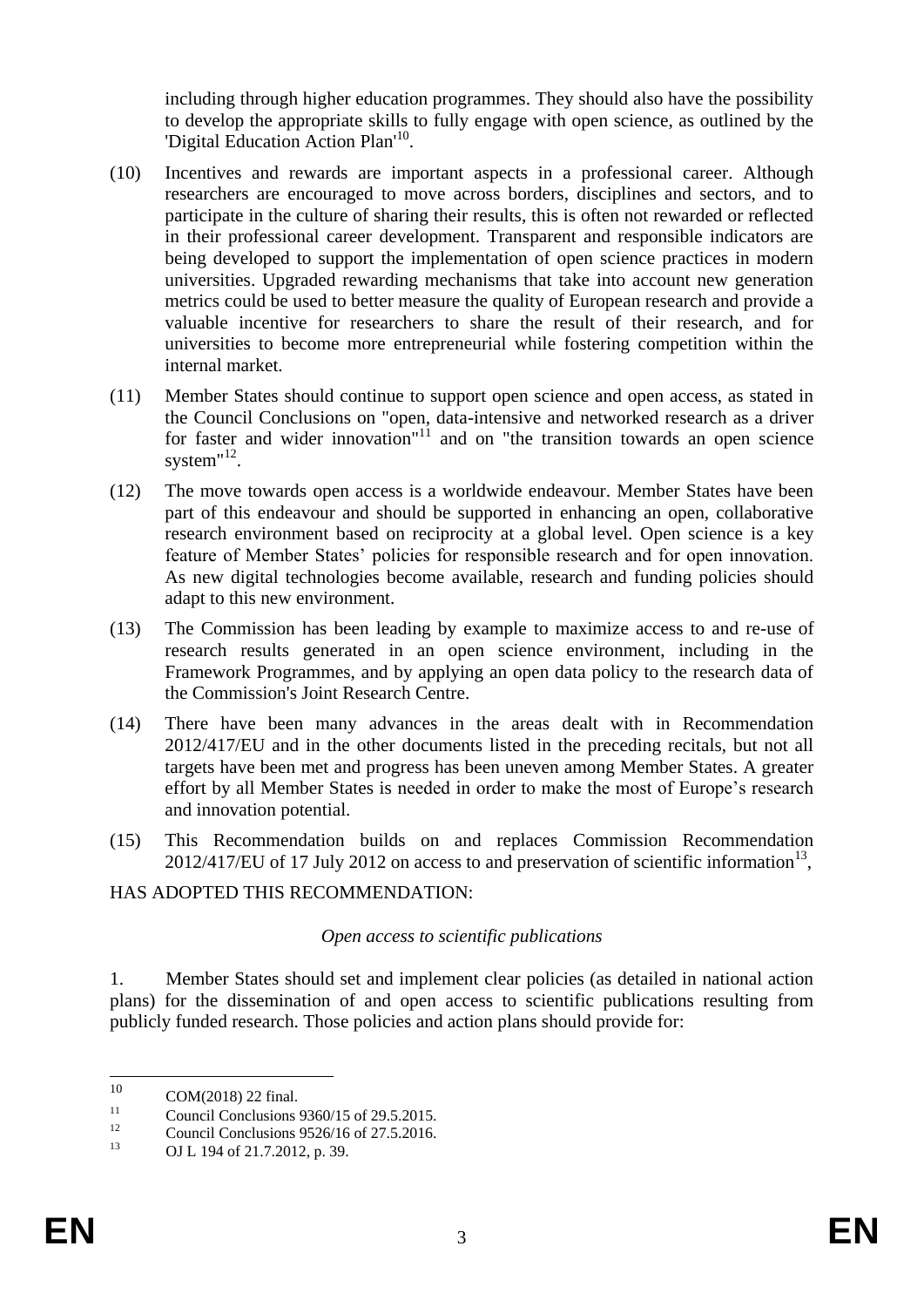including through higher education programmes. They should also have the possibility to develop the appropriate skills to fully engage with open science, as outlined by the 'Digital Education Action Plan'[10].

(10) Incentives and rewards are important aspects in a professional career. Although researchers are encouraged to move across borders, disciplines and sectors, and to participate in the culture of sharing their results, this is often not rewarded or reflected in their professional career development. Transparent and responsible indicators are being developed to support the implementation of open science practices in modern universities. Upgraded rewarding mechanisms that take into account new generation metrics could be used to better measure the quality of European research and provide a valuable incentive for researchers to share the result of their research, and for universities to become more entrepreneurial while fostering competition within the internal market.

(11) Member States should continue to support open science and open access, as stated in the Council Conclusions on "open, data-intensive and networked research as a driver for faster and wider innovation"[11] and on "the transition towards an open science system"[12].

(12) The move towards open access is a worldwide endeavour. Member States have been part of this endeavour and should be supported in enhancing an open, collaborative research environment based on reciprocity at a global level. Open science is a key feature of Member States' policies for responsible research and for open innovation. As new digital technologies become available, research and funding policies should adapt to this new environment.

(13) The Commission has been leading by example to maximize access to and re-use of research results generated in an open science environment, including in the Framework Programmes, and by applying an open data policy to the research data of the Commission's Joint Research Centre.

(14) There have been many advances in the areas dealt with in Recommendation 2012/417/EU and in the other documents listed in the preceding recitals, but not all targets have been met and progress has been uneven among Member States. A greater effort by all Member States is needed in order to make the most of Europe's research and innovation potential.

(15) This Recommendation builds on and replaces Commission Recommendation 2012/417/EU of 17 July 2012 on access to and preservation of scientific information[13],

HAS ADOPTED THIS RECOMMENDATION:

*Open access to scientific publications*

1. Member States should set and implement clear policies (as detailed in national action plans) for the dissemination of and open access to scientific publications resulting from publicly funded research. Those policies and action plans should provide for:

---

[10] COM(2018) 22 final.

[11] Council Conclusions 9360/15 of 29.5.2015.

[12] Council Conclusions 9526/16 of 27.5.2016.

[13] OJ L 194 of 21.7.2012, p. 39.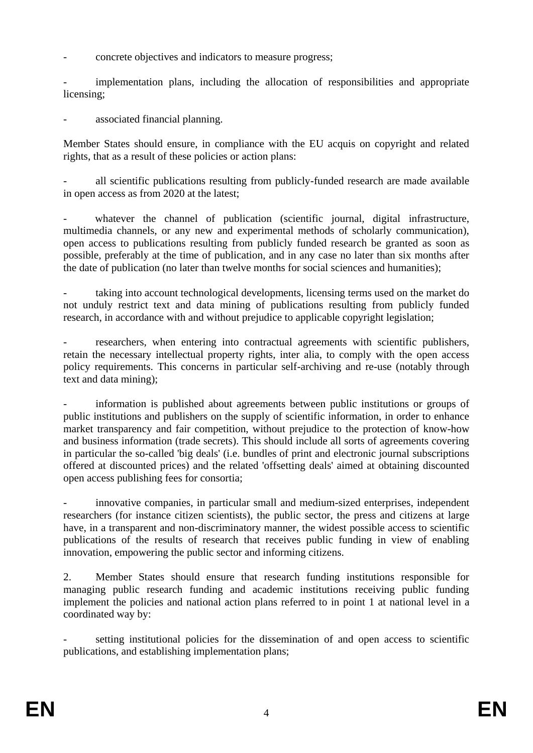- concrete objectives and indicators to measure progress;

- implementation plans, including the allocation of responsibilities and appropriate licensing;

- associated financial planning.

Member States should ensure, in compliance with the EU acquis on copyright and related rights, that as a result of these policies or action plans:

- all scientific publications resulting from publicly-funded research are made available in open access as from 2020 at the latest;

- whatever the channel of publication (scientific journal, digital infrastructure, multimedia channels, or any new and experimental methods of scholarly communication), open access to publications resulting from publicly funded research be granted as soon as possible, preferably at the time of publication, and in any case no later than six months after the date of publication (no later than twelve months for social sciences and humanities);

- taking into account technological developments, licensing terms used on the market do not unduly restrict text and data mining of publications resulting from publicly funded research, in accordance with and without prejudice to applicable copyright legislation;

- researchers, when entering into contractual agreements with scientific publishers, retain the necessary intellectual property rights, inter alia, to comply with the open access policy requirements. This concerns in particular self-archiving and re-use (notably through text and data mining);

- information is published about agreements between public institutions or groups of public institutions and publishers on the supply of scientific information, in order to enhance market transparency and fair competition, without prejudice to the protection of know-how and business information (trade secrets). This should include all sorts of agreements covering in particular the so-called 'big deals' (i.e. bundles of print and electronic journal subscriptions offered at discounted prices) and the related 'offsetting deals' aimed at obtaining discounted open access publishing fees for consortia;

- innovative companies, in particular small and medium-sized enterprises, independent researchers (for instance citizen scientists), the public sector, the press and citizens at large have, in a transparent and non-discriminatory manner, the widest possible access to scientific publications of the results of research that receives public funding in view of enabling innovation, empowering the public sector and informing citizens.

2. Member States should ensure that research funding institutions responsible for managing public research funding and academic institutions receiving public funding implement the policies and national action plans referred to in point 1 at national level in a coordinated way by:

- setting institutional policies for the dissemination of and open access to scientific publications, and establishing implementation plans;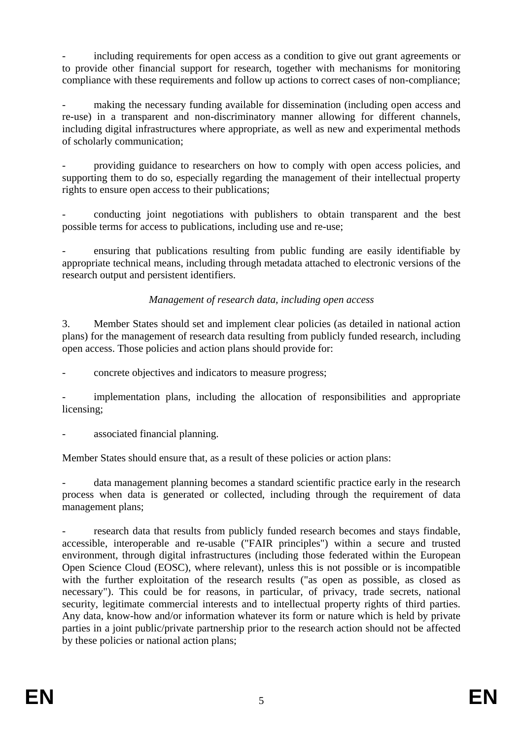- including requirements for open access as a condition to give out grant agreements or to provide other financial support for research, together with mechanisms for monitoring compliance with these requirements and follow up actions to correct cases of non-compliance;

- making the necessary funding available for dissemination (including open access and re-use) in a transparent and non-discriminatory manner allowing for different channels, including digital infrastructures where appropriate, as well as new and experimental methods of scholarly communication;

- providing guidance to researchers on how to comply with open access policies, and supporting them to do so, especially regarding the management of their intellectual property rights to ensure open access to their publications;

- conducting joint negotiations with publishers to obtain transparent and the best possible terms for access to publications, including use and re-use;

- ensuring that publications resulting from public funding are easily identifiable by appropriate technical means, including through metadata attached to electronic versions of the research output and persistent identifiers.

*Management of research data, including open access*

3. Member States should set and implement clear policies (as detailed in national action plans) for the management of research data resulting from publicly funded research, including open access. Those policies and action plans should provide for:

- concrete objectives and indicators to measure progress;

- implementation plans, including the allocation of responsibilities and appropriate licensing;

- associated financial planning.

Member States should ensure that, as a result of these policies or action plans:

- data management planning becomes a standard scientific practice early in the research process when data is generated or collected, including through the requirement of data management plans;

- research data that results from publicly funded research becomes and stays findable, accessible, interoperable and re-usable ("FAIR principles") within a secure and trusted environment, through digital infrastructures (including those federated within the European Open Science Cloud (EOSC), where relevant), unless this is not possible or is incompatible with the further exploitation of the research results ("as open as possible, as closed as necessary"). This could be for reasons, in particular, of privacy, trade secrets, national security, legitimate commercial interests and to intellectual property rights of third parties. Any data, know-how and/or information whatever its form or nature which is held by private parties in a joint public/private partnership prior to the research action should not be affected by these policies or national action plans;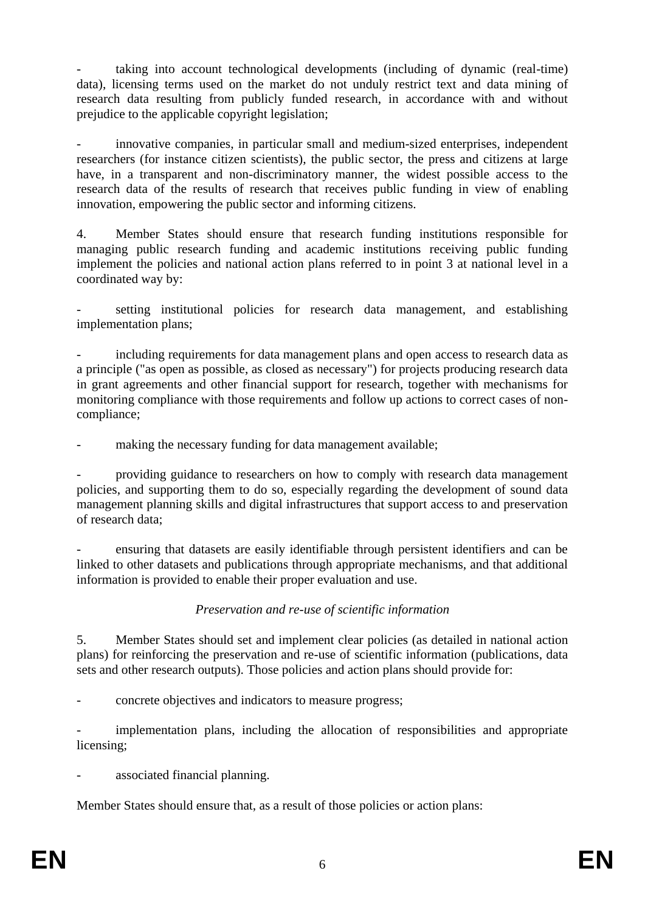- taking into account technological developments (including of dynamic (real-time) data), licensing terms used on the market do not unduly restrict text and data mining of research data resulting from publicly funded research, in accordance with and without prejudice to the applicable copyright legislation;

- innovative companies, in particular small and medium-sized enterprises, independent researchers (for instance citizen scientists), the public sector, the press and citizens at large have, in a transparent and non-discriminatory manner, the widest possible access to the research data of the results of research that receives public funding in view of enabling innovation, empowering the public sector and informing citizens.

4. Member States should ensure that research funding institutions responsible for managing public research funding and academic institutions receiving public funding implement the policies and national action plans referred to in point 3 at national level in a coordinated way by:

- setting institutional policies for research data management, and establishing implementation plans;

- including requirements for data management plans and open access to research data as a principle ("as open as possible, as closed as necessary") for projects producing research data in grant agreements and other financial support for research, together with mechanisms for monitoring compliance with those requirements and follow up actions to correct cases of non-compliance;

- making the necessary funding for data management available;

- providing guidance to researchers on how to comply with research data management policies, and supporting them to do so, especially regarding the development of sound data management planning skills and digital infrastructures that support access to and preservation of research data;

- ensuring that datasets are easily identifiable through persistent identifiers and can be linked to other datasets and publications through appropriate mechanisms, and that additional information is provided to enable their proper evaluation and use.

*Preservation and re-use of scientific information*

5. Member States should set and implement clear policies (as detailed in national action plans) for reinforcing the preservation and re-use of scientific information (publications, data sets and other research outputs). Those policies and action plans should provide for:

- concrete objectives and indicators to measure progress;

- implementation plans, including the allocation of responsibilities and appropriate licensing;

- associated financial planning.

Member States should ensure that, as a result of those policies or action plans: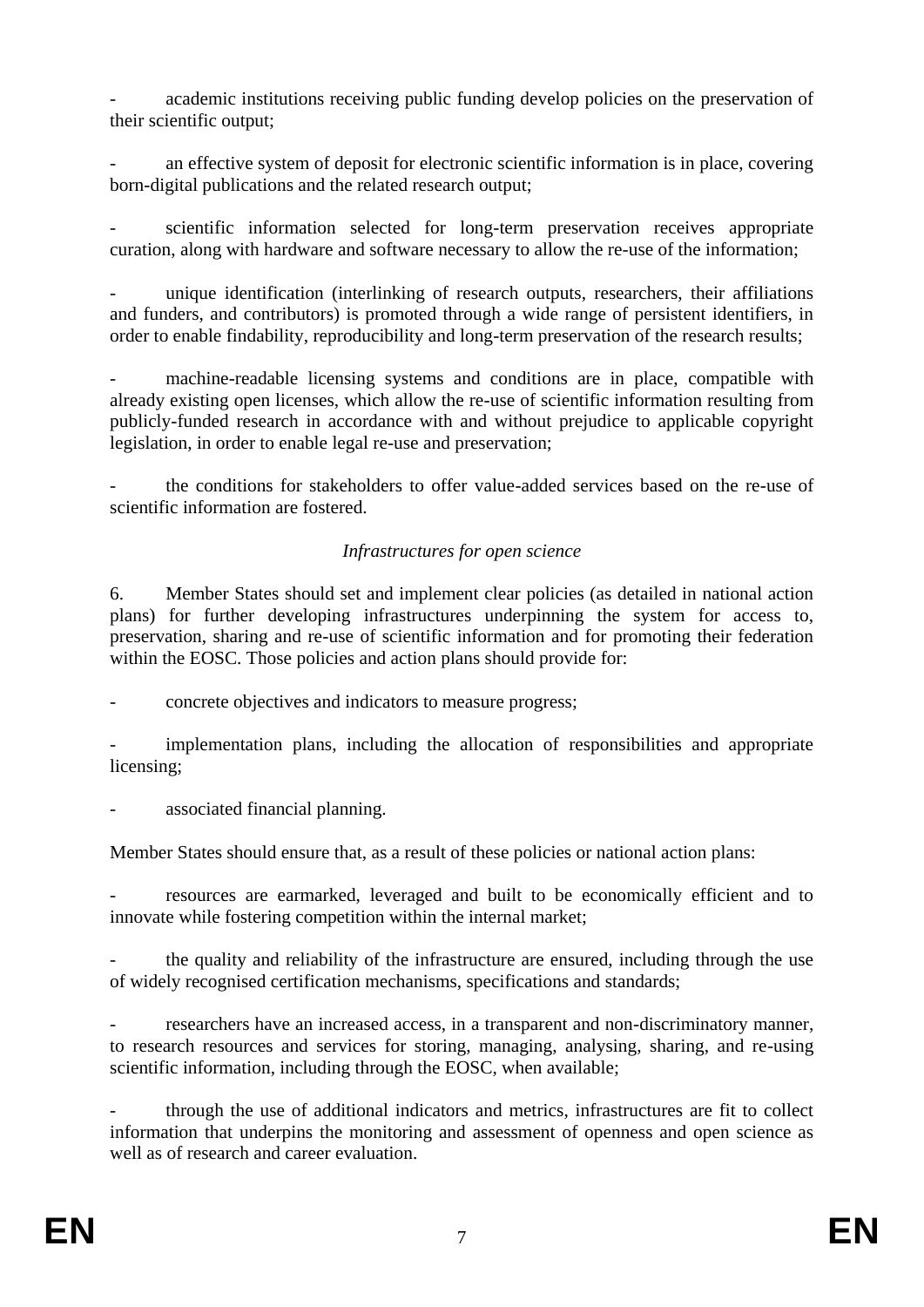- academic institutions receiving public funding develop policies on the preservation of their scientific output;

- an effective system of deposit for electronic scientific information is in place, covering born-digital publications and the related research output;

- scientific information selected for long-term preservation receives appropriate curation, along with hardware and software necessary to allow the re-use of the information;

- unique identification (interlinking of research outputs, researchers, their affiliations and funders, and contributors) is promoted through a wide range of persistent identifiers, in order to enable findability, reproducibility and long-term preservation of the research results;

- machine-readable licensing systems and conditions are in place, compatible with already existing open licenses, which allow the re-use of scientific information resulting from publicly-funded research in accordance with and without prejudice to applicable copyright legislation, in order to enable legal re-use and preservation;

- the conditions for stakeholders to offer value-added services based on the re-use of scientific information are fostered.

*Infrastructures for open science*

6. Member States should set and implement clear policies (as detailed in national action plans) for further developing infrastructures underpinning the system for access to, preservation, sharing and re-use of scientific information and for promoting their federation within the EOSC. Those policies and action plans should provide for:

- concrete objectives and indicators to measure progress;

- implementation plans, including the allocation of responsibilities and appropriate licensing;

- associated financial planning.

Member States should ensure that, as a result of these policies or national action plans:

- resources are earmarked, leveraged and built to be economically efficient and to innovate while fostering competition within the internal market;

- the quality and reliability of the infrastructure are ensured, including through the use of widely recognised certification mechanisms, specifications and standards;

- researchers have an increased access, in a transparent and non-discriminatory manner, to research resources and services for storing, managing, analysing, sharing, and re-using scientific information, including through the EOSC, when available;

- through the use of additional indicators and metrics, infrastructures are fit to collect information that underpins the monitoring and assessment of openness and open science as well as of research and career evaluation.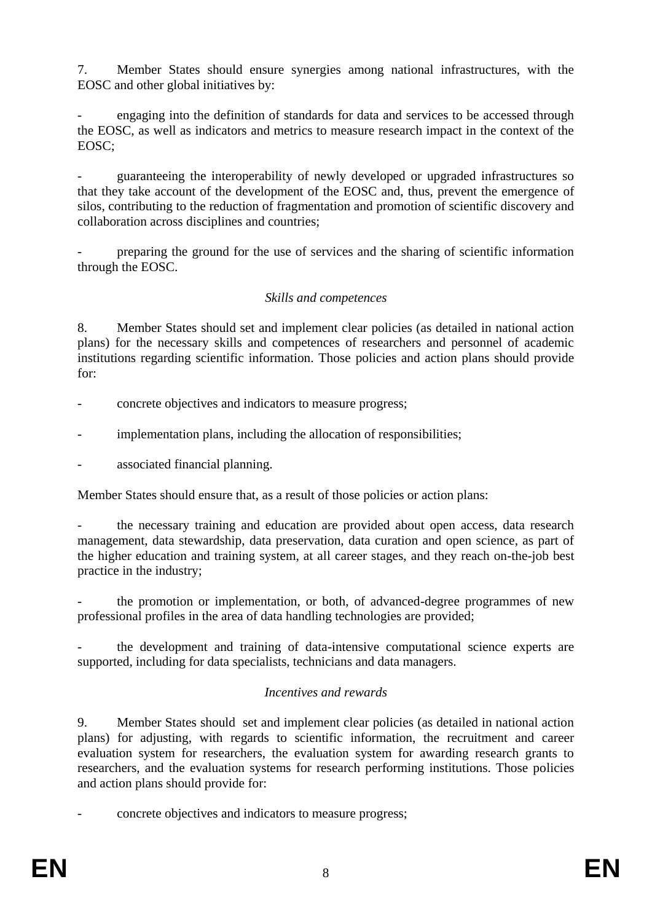7. Member States should ensure synergies among national infrastructures, with the EOSC and other global initiatives by:

- engaging into the definition of standards for data and services to be accessed through the EOSC, as well as indicators and metrics to measure research impact in the context of the EOSC;

- guaranteeing the interoperability of newly developed or upgraded infrastructures so that they take account of the development of the EOSC and, thus, prevent the emergence of silos, contributing to the reduction of fragmentation and promotion of scientific discovery and collaboration across disciplines and countries;

- preparing the ground for the use of services and the sharing of scientific information through the EOSC.

*Skills and competences*

8. Member States should set and implement clear policies (as detailed in national action plans) for the necessary skills and competences of researchers and personnel of academic institutions regarding scientific information. Those policies and action plans should provide for:

- concrete objectives and indicators to measure progress;

- implementation plans, including the allocation of responsibilities;

- associated financial planning.

Member States should ensure that, as a result of those policies or action plans:

- the necessary training and education are provided about open access, data research management, data stewardship, data preservation, data curation and open science, as part of the higher education and training system, at all career stages, and they reach on-the-job best practice in the industry;

- the promotion or implementation, or both, of advanced-degree programmes of new professional profiles in the area of data handling technologies are provided;

- the development and training of data-intensive computational science experts are supported, including for data specialists, technicians and data managers.

*Incentives and rewards*

9. Member States should set and implement clear policies (as detailed in national action plans) for adjusting, with regards to scientific information, the recruitment and career evaluation system for researchers, the evaluation system for awarding research grants to researchers, and the evaluation systems for research performing institutions. Those policies and action plans should provide for:

- concrete objectives and indicators to measure progress;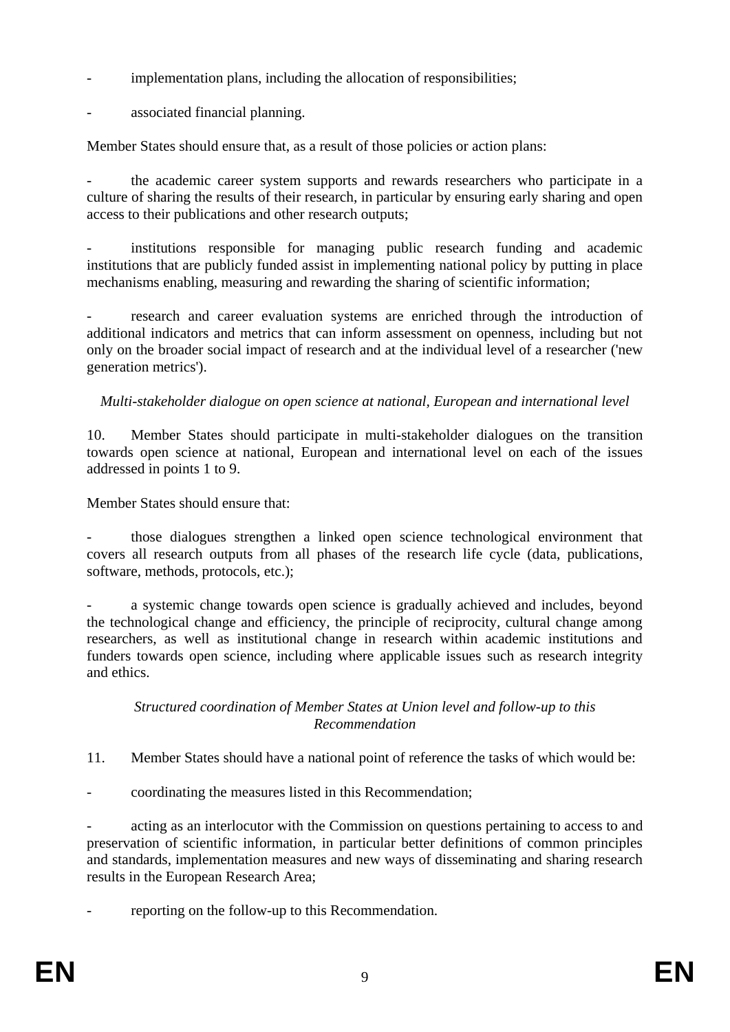- implementation plans, including the allocation of responsibilities;

- associated financial planning.

Member States should ensure that, as a result of those policies or action plans:

- the academic career system supports and rewards researchers who participate in a culture of sharing the results of their research, in particular by ensuring early sharing and open access to their publications and other research outputs;

- institutions responsible for managing public research funding and academic institutions that are publicly funded assist in implementing national policy by putting in place mechanisms enabling, measuring and rewarding the sharing of scientific information;

- research and career evaluation systems are enriched through the introduction of additional indicators and metrics that can inform assessment on openness, including but not only on the broader social impact of research and at the individual level of a researcher ('new generation metrics').

*Multi-stakeholder dialogue on open science at national, European and international level*

10. Member States should participate in multi-stakeholder dialogues on the transition towards open science at national, European and international level on each of the issues addressed in points 1 to 9.

Member States should ensure that:

- those dialogues strengthen a linked open science technological environment that covers all research outputs from all phases of the research life cycle (data, publications, software, methods, protocols, etc.);

- a systemic change towards open science is gradually achieved and includes, beyond the technological change and efficiency, the principle of reciprocity, cultural change among researchers, as well as institutional change in research within academic institutions and funders towards open science, including where applicable issues such as research integrity and ethics.

*Structured coordination of Member States at Union level and follow-up to this Recommendation*

11. Member States should have a national point of reference the tasks of which would be:

- coordinating the measures listed in this Recommendation;

- acting as an interlocutor with the Commission on questions pertaining to access to and preservation of scientific information, in particular better definitions of common principles and standards, implementation measures and new ways of disseminating and sharing research results in the European Research Area;

- reporting on the follow-up to this Recommendation.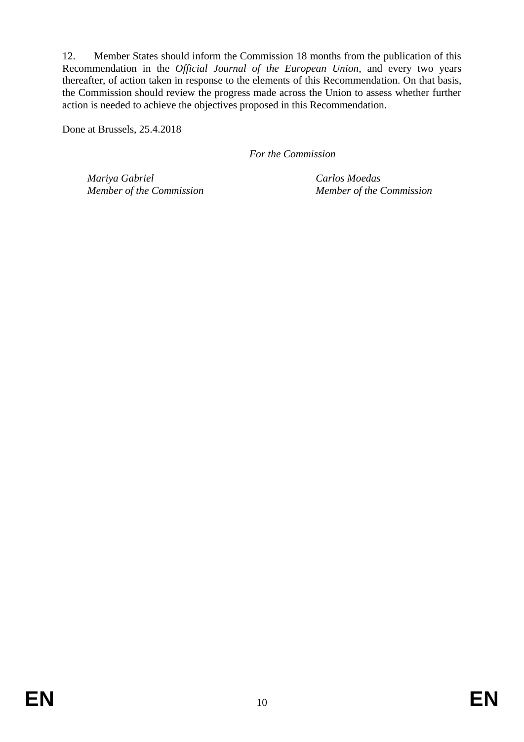12. Member States should inform the Commission 18 months from the publication of this Recommendation in the *Official Journal of the European Union*, and every two years thereafter, of action taken in response to the elements of this Recommendation. On that basis, the Commission should review the progress made across the Union to assess whether further action is needed to achieve the objectives proposed in this Recommendation.

Done at Brussels, 25.4.2018

*For the Commission*

*Mariya Gabriel*
*Member of the Commission*

*Carlos Moedas*
*Member of the Commission*